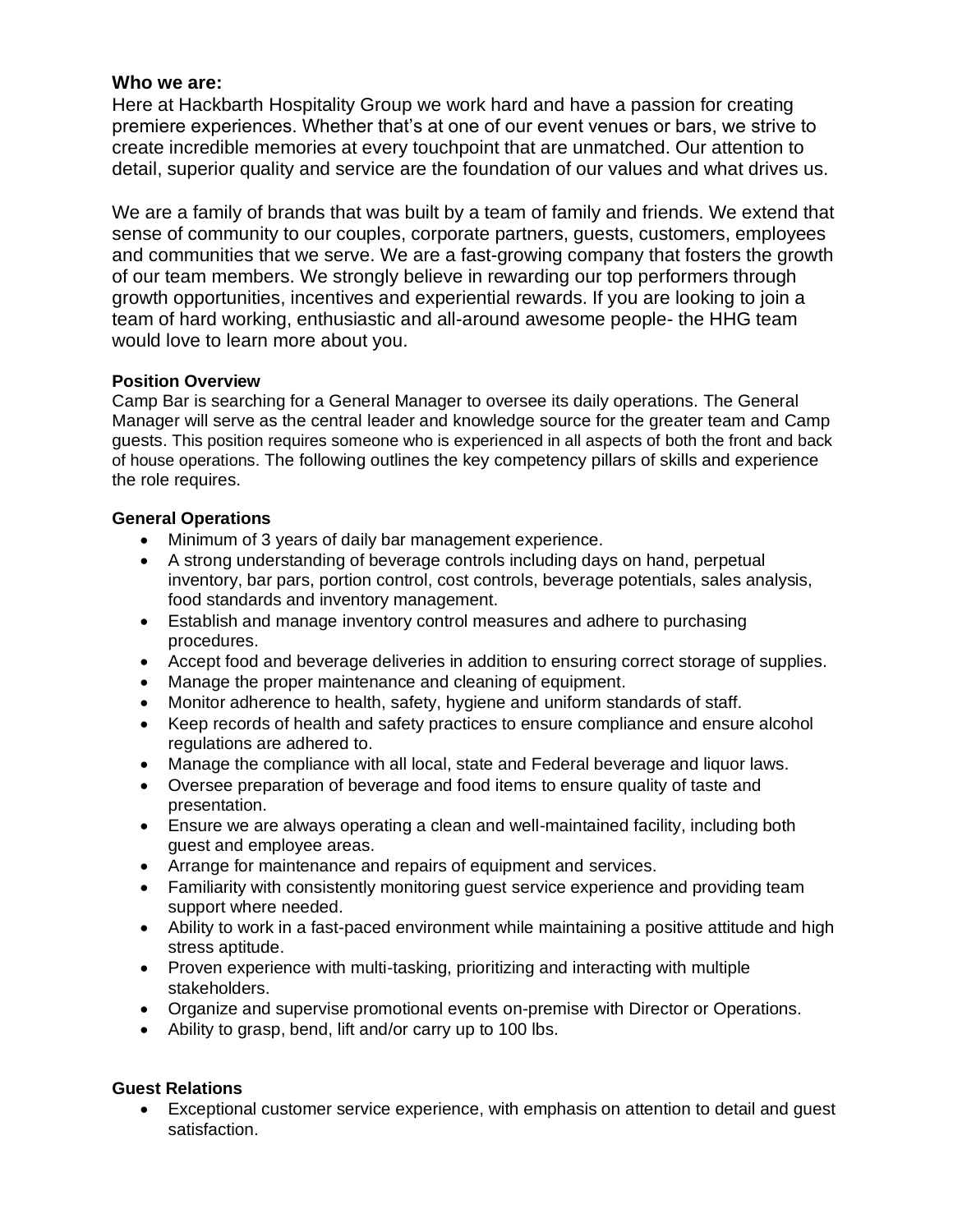## Who we are:

Here at Hackbarth Hospitality Group we work hard and have a passion for creating premiere experiences. Whether that's at one of our event venues or bars, we strive to create incredible memories at every touchpoint that are unmatched. Our attention to detail, superior quality and service are the foundation of our values and what drives us.

We are a family of brands that was built by a team of family and friends. We extend that sense of community to our couples, corporate partners, guests, customers, employees and communities that we serve. We are a fast-growing company that fosters the growth of our team members. We strongly believe in rewarding our top performers through growth opportunities, incentives and experiential rewards. If you are looking to join a team of hard working, enthusiastic and all-around awesome people- the HHG team would love to learn more about you.

### Position Overview

Camp Bar is searching for a General Manager to oversee its daily operations. The General Manager will serve as the central leader and knowledge source for the greater team and Camp guests. This position requires someone who is experienced in all aspects of both the front and back of house operations. The following outlines the key competency pillars of skills and experience the role requires.

### General Operations

- Minimum of 3 years of daily bar management experience.
- A strong understanding of beverage controls including days on hand, perpetual inventory, bar pars, portion control, cost controls, beverage potentials, sales analysis, food standards and inventory management.
- Establish and manage inventory control measures and adhere to purchasing procedures.
- Accept food and beverage deliveries in addition to ensuring correct storage of supplies.
- Manage the proper maintenance and cleaning of equipment.
- Monitor adherence to health, safety, hygiene and uniform standards of staff.
- Keep records of health and safety practices to ensure compliance and ensure alcohol regulations are adhered to.
- Manage the compliance with all local, state and Federal beverage and liquor laws.
- Oversee preparation of beverage and food items to ensure quality of taste and presentation.
- Ensure we are always operating a clean and well-maintained facility, including both guest and employee areas.
- Arrange for maintenance and repairs of equipment and services.
- Familiarity with consistently monitoring guest service experience and providing team support where needed.
- Ability to work in a fast-paced environment while maintaining a positive attitude and high stress aptitude.
- Proven experience with multi-tasking, prioritizing and interacting with multiple stakeholders.
- Organize and supervise promotional events on-premise with Director or Operations.
- Ability to grasp, bend, lift and/or carry up to 100 lbs.

### Guest Relations

- Exceptional customer service experience, with emphasis on attention to detail and guest satisfaction.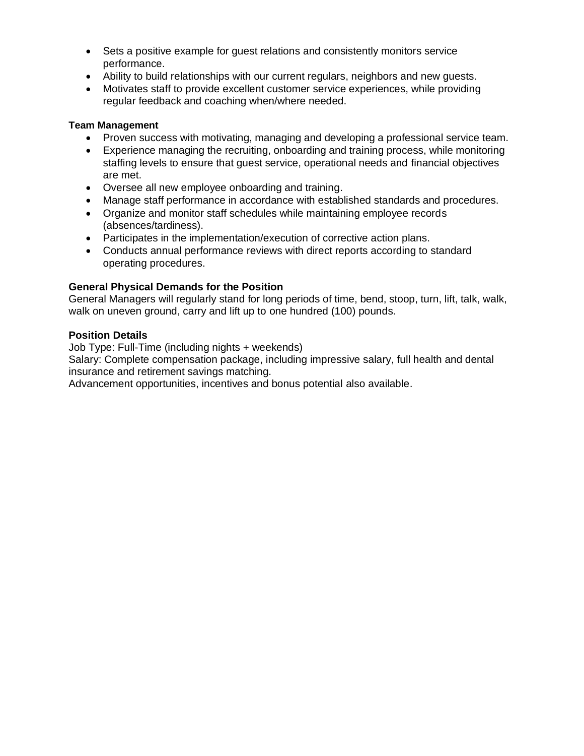- Sets a positive example for guest relations and consistently monitors service performance.
- Ability to build relationships with our current regulars, neighbors and new guests.
- Motivates staff to provide excellent customer service experiences, while providing regular feedback and coaching when/where needed.

**Team Management**

- Proven success with motivating, managing and developing a professional service team.
- Experience managing the recruiting, onboarding and training process, while monitoring staffing levels to ensure that guest service, operational needs and financial objectives are met.
- Oversee all new employee onboarding and training.
- Manage staff performance in accordance with established standards and procedures.
- Organize and monitor staff schedules while maintaining employee records (absences/tardiness).
- Participates in the implementation/execution of corrective action plans.
- Conducts annual performance reviews with direct reports according to standard operating procedures.

**General Physical Demands for the Position**

General Managers will regularly stand for long periods of time, bend, stoop, turn, lift, talk, walk, walk on uneven ground, carry and lift up to one hundred (100) pounds.

**Position Details**

Job Type: Full-Time (including nights + weekends)
Salary: Complete compensation package, including impressive salary, full health and dental insurance and retirement savings matching.
Advancement opportunities, incentives and bonus potential also available.